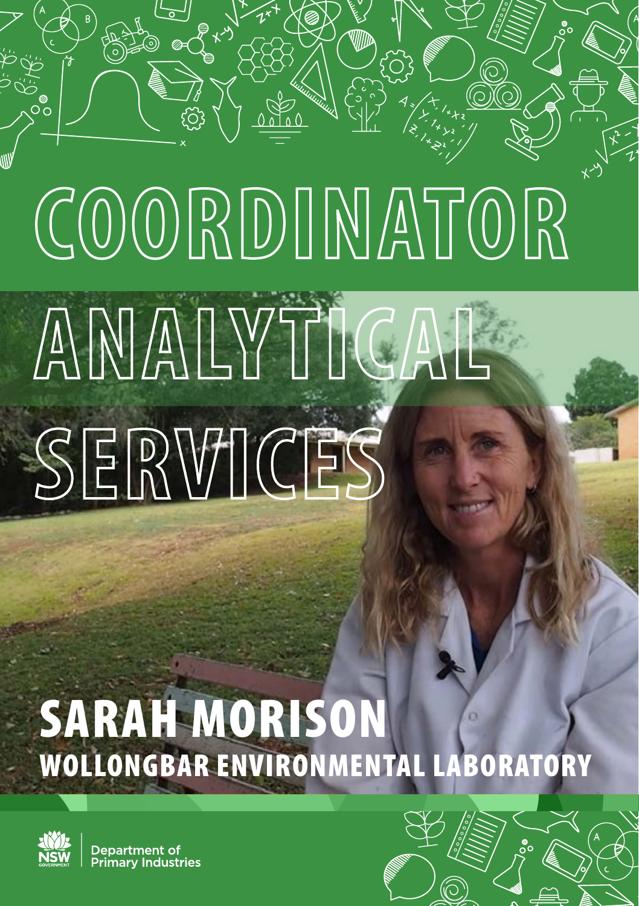# COORDINATOR ANALYTICAL SERVICES

## SARAH MORISON

### WOLLONGBAR ENVIRONMENTAL LABORATORY

Department of Primary Industries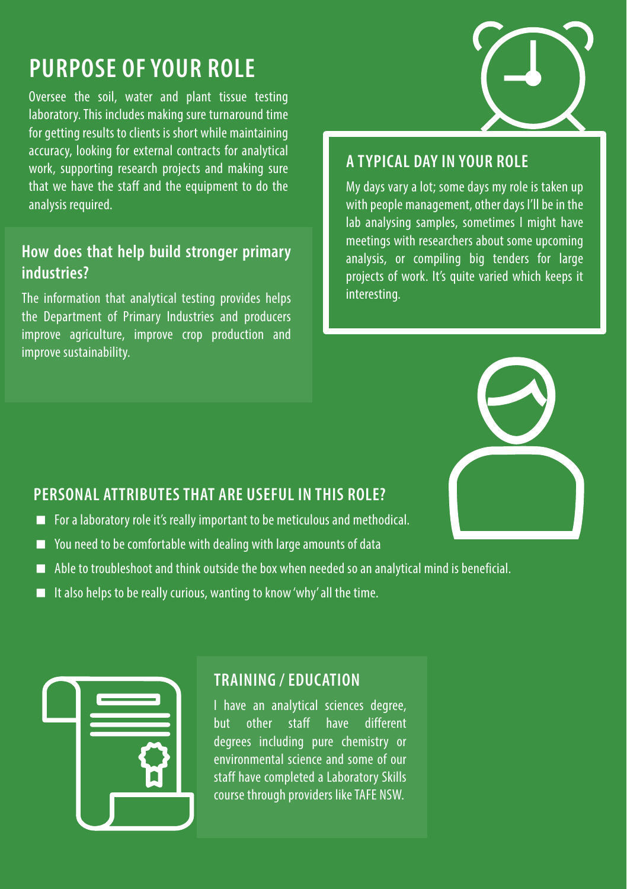## PURPOSE OF YOUR ROLE

Oversee the soil, water and plant tissue testing laboratory. This includes making sure turnaround time for getting results to clients is short while maintaining accuracy, looking for external contracts for analytical work, supporting research projects and making sure that we have the staff and the equipment to do the analysis required.

### How does that help build stronger primary industries?

The information that analytical testing provides helps the Department of Primary Industries and producers improve agriculture, improve crop production and improve sustainability.

### A TYPICAL DAY IN YOUR ROLE

My days vary a lot; some days my role is taken up with people management, other days I'll be in the lab analysing samples, sometimes I might have meetings with researchers about some upcoming analysis, or compiling big tenders for large projects of work. It's quite varied which keeps it interesting.

### PERSONAL ATTRIBUTES THAT ARE USEFUL IN THIS ROLE?

- For a laboratory role it's really important to be meticulous and methodical.
- You need to be comfortable with dealing with large amounts of data
- Able to troubleshoot and think outside the box when needed so an analytical mind is beneficial.
- It also helps to be really curious, wanting to know 'why' all the time.

### TRAINING / EDUCATION

I have an analytical sciences degree, but other staff have different degrees including pure chemistry or environmental science and some of our staff have completed a Laboratory Skills course through providers like TAFE NSW.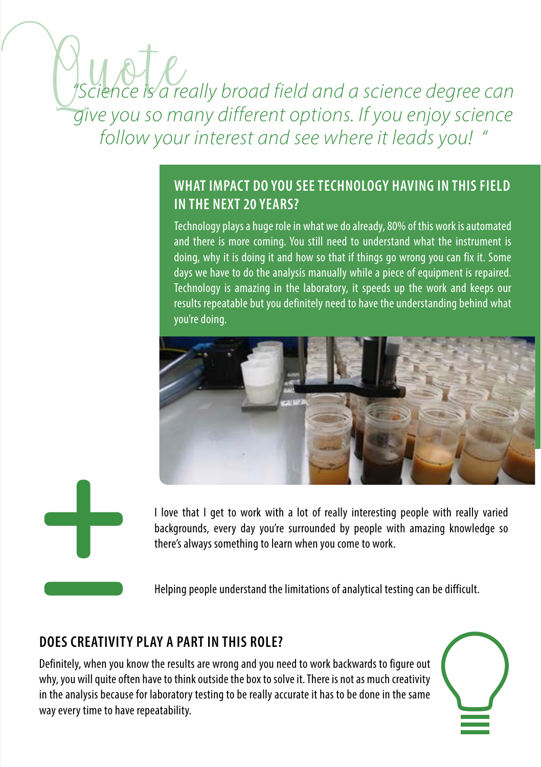Quote

*"Science is a really broad field and a science degree can give you so many different options. If you enjoy science follow your interest and see where it leads you! "*

## WHAT IMPACT DO YOU SEE TECHNOLOGY HAVING IN THIS FIELD IN THE NEXT 20 YEARS?

Technology plays a huge role in what we do already, 80% of this work is automated and there is more coming. You still need to understand what the instrument is doing, why it is doing it and how so that if things go wrong you can fix it. Some days we have to do the analysis manually while a piece of equipment is repaired. Technology is amazing in the laboratory, it speeds up the work and keeps our results repeatable but you definitely need to have the understanding behind what you're doing.

+

I love that I get to work with a lot of really interesting people with really varied backgrounds, every day you're surrounded by people with amazing knowledge so there's always something to learn when you come to work.

−

Helping people understand the limitations of analytical testing can be difficult.

## DOES CREATIVITY PLAY A PART IN THIS ROLE?

Definitely, when you know the results are wrong and you need to work backwards to figure out why, you will quite often have to think outside the box to solve it. There is not as much creativity in the analysis because for laboratory testing to be really accurate it has to be done in the same way every time to have repeatability.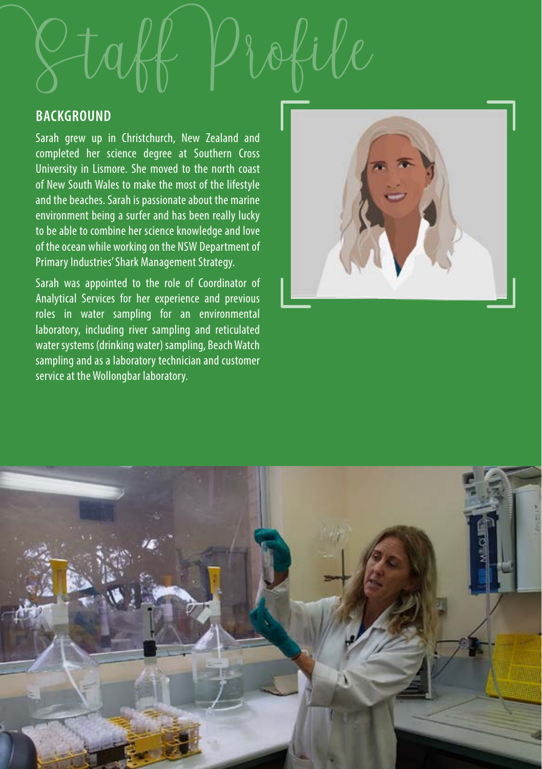# Staff Profile

## BACKGROUND

Sarah grew up in Christchurch, New Zealand and completed her science degree at Southern Cross University in Lismore. She moved to the north coast of New South Wales to make the most of the lifestyle and the beaches. Sarah is passionate about the marine environment being a surfer and has been really lucky to be able to combine her science knowledge and love of the ocean while working on the NSW Department of Primary Industries' Shark Management Strategy.

Sarah was appointed to the role of Coordinator of Analytical Services for her experience and previous roles in water sampling for an environmental laboratory, including river sampling and reticulated water systems (drinking water) sampling, Beach Watch sampling and as a laboratory technician and customer service at the Wollongbar laboratory.